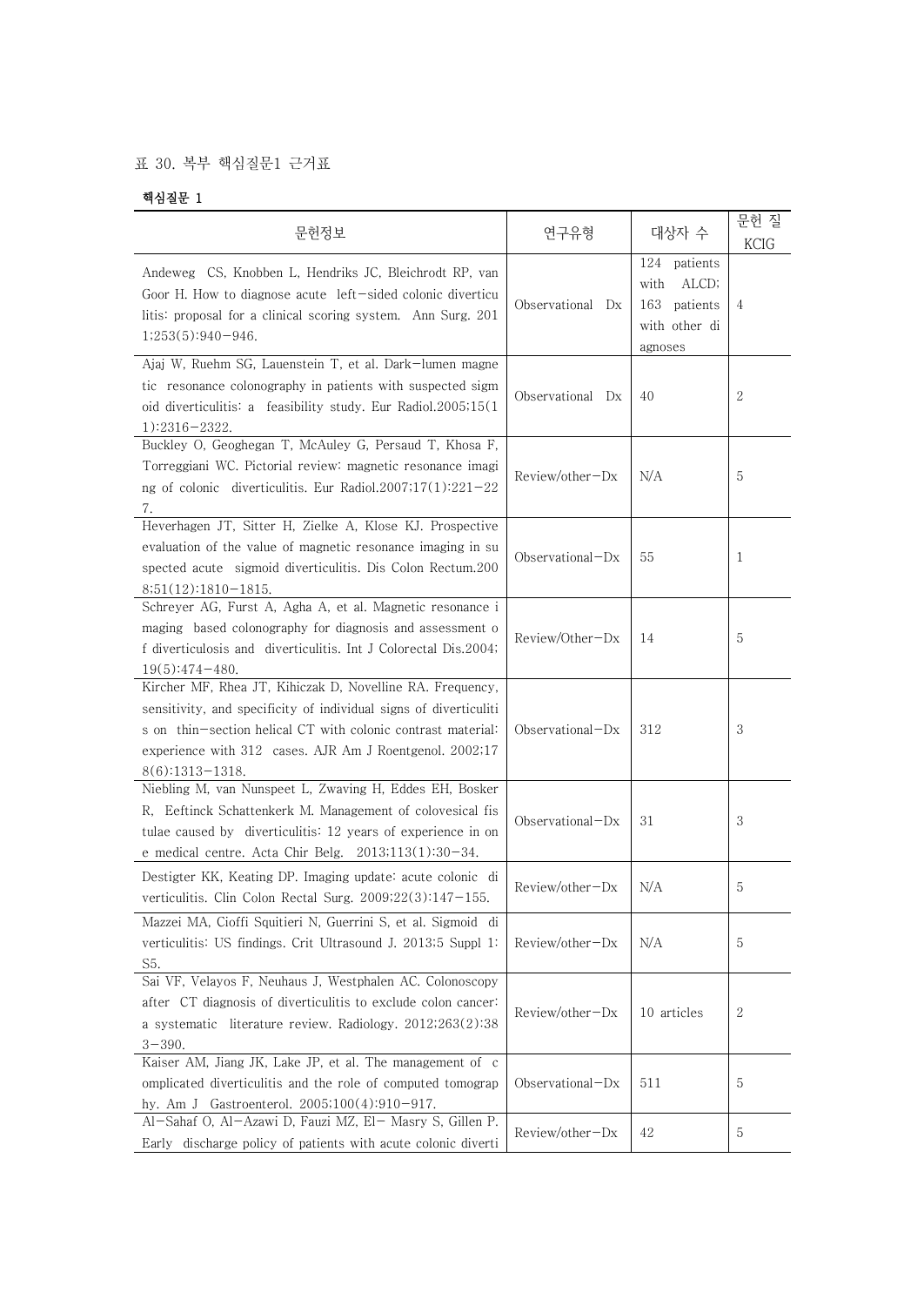표 30. 복부 핵심질문1 근거표

**핵심질문 1**

| 문헌정보 | 연구유형 | 대상자 수 | 문헌 질 KCIG |
|---|---|---|---|
| Andeweg CS, Knobben L, Hendriks JC, Bleichrodt RP, van Goor H. How to diagnose acute left-sided colonic diverticulitis: proposal for a clinical scoring system. Ann Surg. 2011;253(5):940-946. | Observational Dx | 124 patients with ALCD; 163 patients with other diagnoses | 4 |
| Ajaj W, Ruehm SG, Lauenstein T, et al. Dark-lumen magnetic resonance colonography in patients with suspected sigmoid diverticulitis: a feasibility study. Eur Radiol.2005;15(11):2316-2322. | Observational Dx | 40 | 2 |
| Buckley O, Geoghegan T, McAuley G, Persaud T, Khosa F, Torreggiani WC. Pictorial review: magnetic resonance imaging of colonic diverticulitis. Eur Radiol.2007;17(1):221-227. | Review/other-Dx | N/A | 5 |
| Heverhagen JT, Sitter H, Zielke A, Klose KJ. Prospective evaluation of the value of magnetic resonance imaging in suspected acute sigmoid diverticulitis. Dis Colon Rectum.2008;51(12):1810-1815. | Observational-Dx | 55 | 1 |
| Schreyer AG, Furst A, Agha A, et al. Magnetic resonance imaging based colonography for diagnosis and assessment of diverticulosis and diverticulitis. Int J Colorectal Dis.2004;19(5):474-480. | Review/Other-Dx | 14 | 5 |
| Kircher MF, Rhea JT, Kihiczak D, Novelline RA. Frequency, sensitivity, and specificity of individual signs of diverticulitis on thin-section helical CT with colonic contrast material: experience with 312 cases. AJR Am J Roentgenol. 2002;178(6):1313-1318. | Observational-Dx | 312 | 3 |
| Niebling M, van Nunspeet L, Zwaving H, Eddes EH, Bosker R, Eeftinck Schattenkerk M. Management of colovesical fistulae caused by diverticulitis: 12 years of experience in one medical centre. Acta Chir Belg. 2013;113(1):30-34. | Observational-Dx | 31 | 3 |
| Destigter KK, Keating DP. Imaging update: acute colonic diverticulitis. Clin Colon Rectal Surg. 2009;22(3):147-155. | Review/other-Dx | N/A | 5 |
| Mazzei MA, Cioffi Squitieri N, Guerrini S, et al. Sigmoid diverticulitis: US findings. Crit Ultrasound J. 2013;5 Suppl 1:S5. | Review/other-Dx | N/A | 5 |
| Sai VF, Velayos F, Neuhaus J, Westphalen AC. Colonoscopy after CT diagnosis of diverticulitis to exclude colon cancer: a systematic literature review. Radiology. 2012;263(2):383-390. | Review/other-Dx | 10 articles | 2 |
| Kaiser AM, Jiang JK, Lake JP, et al. The management of complicated diverticulitis and the role of computed tomography. Am J Gastroenterol. 2005;100(4):910-917. | Observational-Dx | 511 | 5 |
| Al-Sahaf O, Al-Azawi D, Fauzi MZ, El- Masry S, Gillen P. Early discharge policy of patients with acute colonic diverti | Review/other-Dx | 42 | 5 |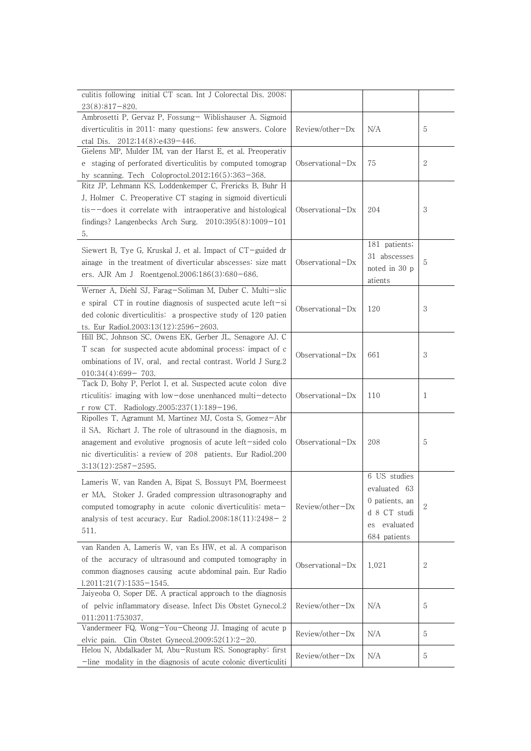| | | | |
|---|---|---|---|
| culitis following initial CT scan. Int J Colorectal Dis. 2008;23(8):817–820. | | | |
| Ambrosetti P, Gervaz P, Fossung- Wiblishauser A. Sigmoid diverticulitis in 2011: many questions; few answers. Colorectal Dis. 2012;14(8):e439–446. | Review/other–Dx | N/A | 5 |
| Gielens MP, Mulder IM, van der Harst E, et al. Preoperative staging of perforated diverticulitis by computed tomography scanning. Tech Coloproctol.2012;16(5):363–368. | Observational–Dx | 75 | 2 |
| Ritz JP, Lehmann KS, Loddenkemper C, Frericks B, Buhr HJ, Holmer C. Preoperative CT staging in sigmoid diverticulitis--does it correlate with intraoperative and histological findings? Langenbecks Arch Surg. 2010;395(8):1009–1015. | Observational–Dx | 204 | 3 |
| Siewert B, Tye G, Kruskal J, et al. Impact of CT-guided drainage in the treatment of diverticular abscesses: size matters. AJR Am J Roentgenol.2006;186(3):680–686. | Observational–Dx | 181 patients; 31 abscesses noted in 30 patients | 5 |
| Werner A, Diehl SJ, Farag-Soliman M, Duber C. Multi-slice spiral CT in routine diagnosis of suspected acute left-sided colonic diverticulitis: a prospective study of 120 patients. Eur Radiol.2003;13(12):2596–2603. | Observational–Dx | 120 | 3 |
| Hill BC, Johnson SC, Owens EK, Gerber JL, Senagore AJ. CT scan for suspected acute abdominal process: impact of combinations of IV, oral, and rectal contrast. World J Surg.2010;34(4):699– 703. | Observational–Dx | 661 | 3 |
| Tack D, Bohy P, Perlot I, et al. Suspected acute colon diverticulitis: imaging with low-dose unenhanced multi-detector row CT. Radiology.2005;237(1):189–196. | Observational–Dx | 110 | 1 |
| Ripolles T, Agramunt M, Martinez MJ, Costa S, Gomez-Abril SA, Richart J. The role of ultrasound in the diagnosis, management and evolutive prognosis of acute left-sided colonic diverticulitis: a review of 208 patients. Eur Radiol.2003;13(12):2587–2595. | Observational–Dx | 208 | 5 |
| Lameris W, van Randen A, Bipat S, Bossuyt PM, Boermeester MA, Stoker J. Graded compression ultrasonography and computed tomography in acute colonic diverticulitis: meta-analysis of test accuracy. Eur Radiol.2008;18(11):2498– 2511. | Review/other–Dx | 6 US studies evaluated 630 patients, and 8 CT studies evaluated 684 patients | 2 |
| van Randen A, Lameris W, van Es HW, et al. A comparison of the accuracy of ultrasound and computed tomography in common diagnoses causing acute abdominal pain. Eur Radiol.2011;21(7):1535–1545. | Observational–Dx | 1,021 | 2 |
| Jaiyeoba O, Soper DE. A practical approach to the diagnosis of pelvic inflammatory disease. Infect Dis Obstet Gynecol.2011;2011:753037. | Review/other–Dx | N/A | 5 |
| Vandermeer FQ, Wong-You-Cheong JJ. Imaging of acute pelvic pain. Clin Obstet Gynecol.2009;52(1):2–20. | Review/other–Dx | N/A | 5 |
| Helou N, Abdalkader M, Abu-Rustum RS. Sonography: first-line modality in the diagnosis of acute colonic diverticuliti | Review/other–Dx | N/A | 5 |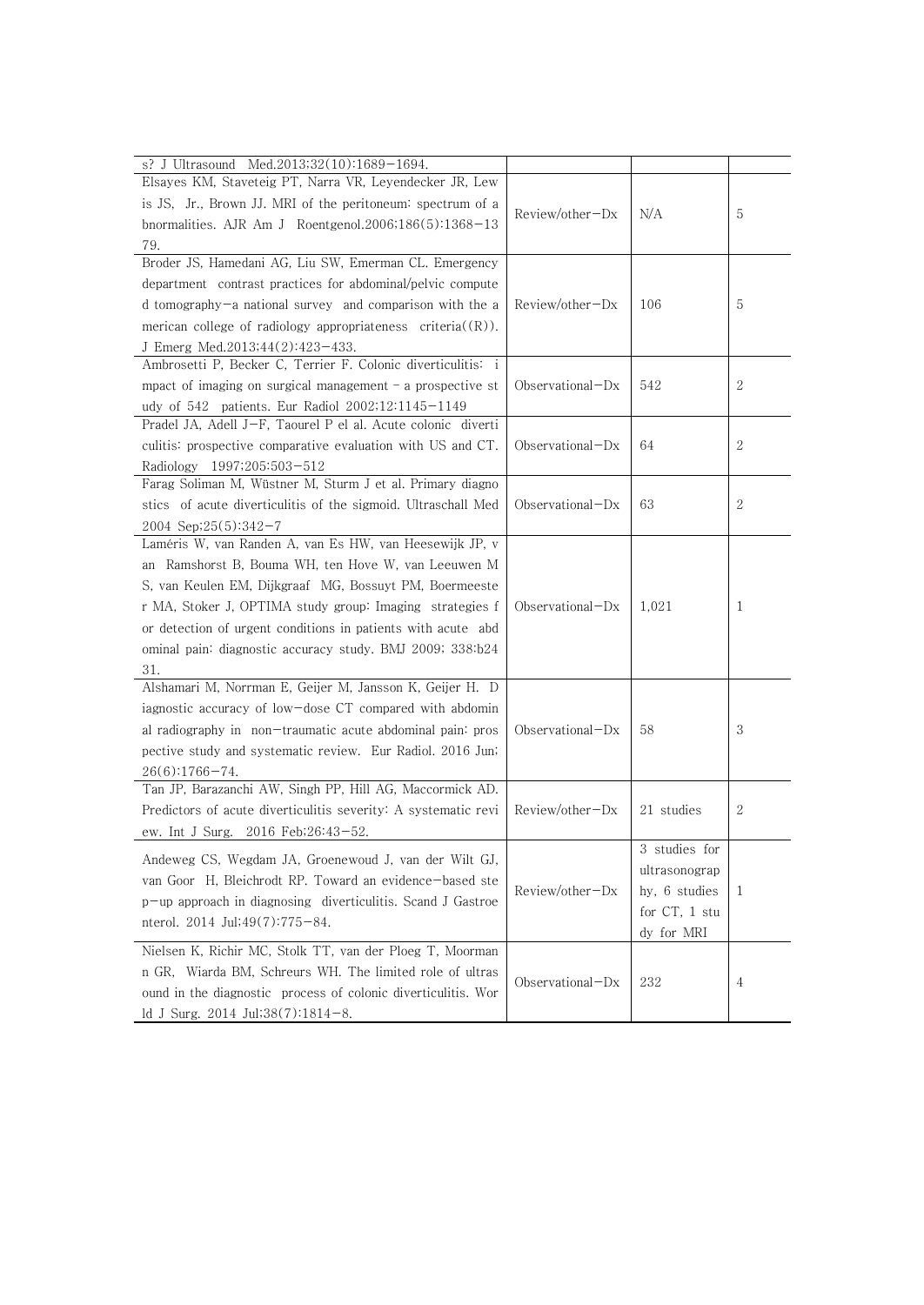| | | | |
|---|---|---|---|
| s? J Ultrasound Med.2013;32(10):1689−1694. | | | |
| Elsayes KM, Staveteig PT, Narra VR, Leyendecker JR, Lewis JS, Jr., Brown JJ. MRI of the peritoneum: spectrum of abnormalities. AJR Am J Roentgenol.2006;186(5):1368−1379. | Review/other−Dx | N/A | 5 |
| Broder JS, Hamedani AG, Liu SW, Emerman CL. Emergency department contrast practices for abdominal/pelvic computed tomography−a national survey and comparison with the american college of radiology appropriateness criteria((R)). J Emerg Med.2013;44(2):423−433. | Review/other−Dx | 106 | 5 |
| Ambrosetti P, Becker C, Terrier F. Colonic diverticulitis: impact of imaging on surgical management - a prospective study of 542 patients. Eur Radiol 2002;12:1145−1149 | Observational−Dx | 542 | 2 |
| Pradel JA, Adell J−F, Taourel P el al. Acute colonic diverticulitis: prospective comparative evaluation with US and CT. Radiology 1997;205:503−512 | Observational−Dx | 64 | 2 |
| Farag Soliman M, Wüstner M, Sturm J et al. Primary diagnostics of acute diverticulitis of the sigmoid. Ultraschall Med 2004 Sep;25(5):342−7 | Observational−Dx | 63 | 2 |
| Laméris W, van Randen A, van Es HW, van Heesewijk JP, van Ramshorst B, Bouma WH, ten Hove W, van Leeuwen MS, van Keulen EM, Dijkgraaf MG, Bossuyt PM, Boermeester MA, Stoker J, OPTIMA study group: Imaging strategies for detection of urgent conditions in patients with acute abdominal pain: diagnostic accuracy study. BMJ 2009; 338:b2431. | Observational−Dx | 1,021 | 1 |
| Alshamari M, Norrman E, Geijer M, Jansson K, Geijer H. Diagnostic accuracy of low−dose CT compared with abdominal radiography in non−traumatic acute abdominal pain: prospective study and systematic review. Eur Radiol. 2016 Jun;26(6):1766−74. | Observational−Dx | 58 | 3 |
| Tan JP, Barazanchi AW, Singh PP, Hill AG, Maccormick AD. Predictors of acute diverticulitis severity: A systematic review. Int J Surg. 2016 Feb;26:43−52. | Review/other−Dx | 21 studies | 2 |
| Andeweg CS, Wegdam JA, Groenewoud J, van der Wilt GJ, van Goor H, Bleichrodt RP. Toward an evidence−based step−up approach in diagnosing diverticulitis. Scand J Gastroenterol. 2014 Jul;49(7):775−84. | Review/other−Dx | 3 studies for ultrasonography, 6 studies for CT, 1 study for MRI | 1 |
| Nielsen K, Richir MC, Stolk TT, van der Ploeg T, Moorman GR, Wiarda BM, Schreurs WH. The limited role of ultrasound in the diagnostic process of colonic diverticulitis. World J Surg. 2014 Jul;38(7):1814−8. | Observational−Dx | 232 | 4 |